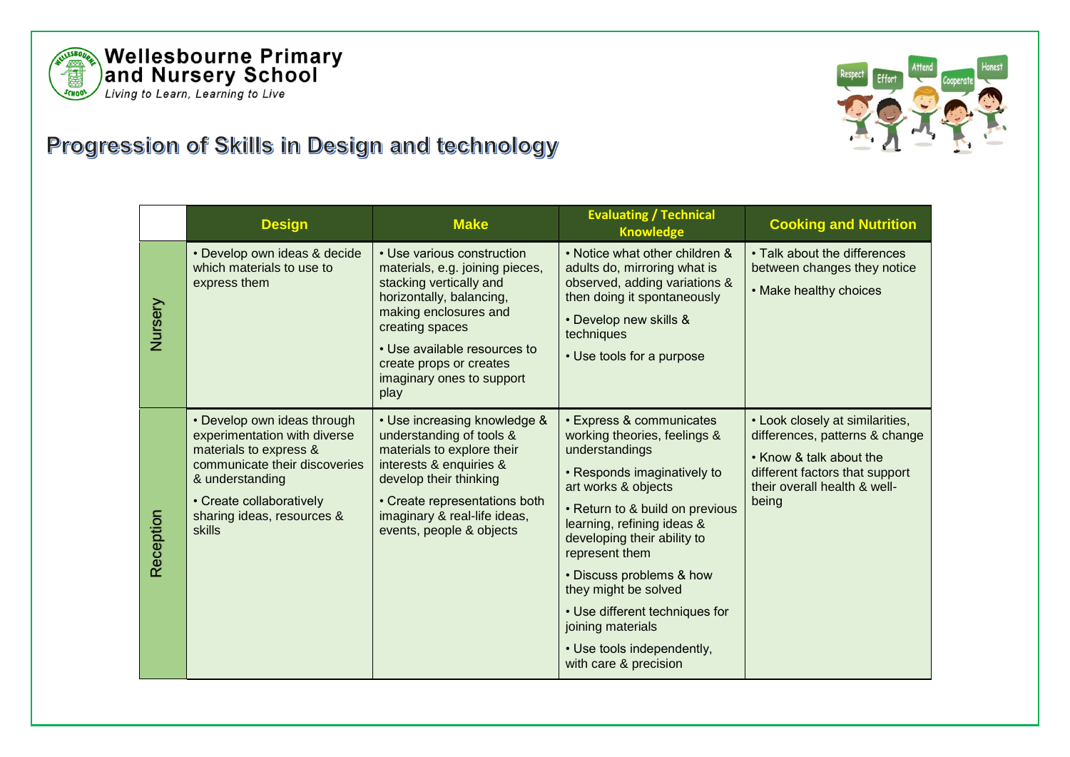**Wellesbourne Primary and Nursery School**
*Living to Learn, Learning to Live*

# Progression of Skills in Design and technology

| | Design | Make | Evaluating / Technical Knowledge | Cooking and Nutrition |
|---|---|---|---|---|
| Nursery | • Develop own ideas & decide which materials to use to express them | • Use various construction materials, e.g. joining pieces, stacking vertically and horizontally, balancing, making enclosures and creating spaces<br>• Use available resources to create props or creates imaginary ones to support play | • Notice what other children & adults do, mirroring what is observed, adding variations & then doing it spontaneously<br>• Develop new skills & techniques<br>• Use tools for a purpose | • Talk about the differences between changes they notice<br>• Make healthy choices |
| Reception | • Develop own ideas through experimentation with diverse materials to express & communicate their discoveries & understanding<br>• Create collaboratively sharing ideas, resources & skills | • Use increasing knowledge & understanding of tools & materials to explore their interests & enquiries & develop their thinking<br>• Create representations both imaginary & real-life ideas, events, people & objects | • Express & communicates working theories, feelings & understandings<br>• Responds imaginatively to art works & objects<br>• Return to & build on previous learning, refining ideas & developing their ability to represent them<br>• Discuss problems & how they might be solved<br>• Use different techniques for joining materials<br>• Use tools independently, with care & precision | • Look closely at similarities, differences, patterns & change<br>• Know & talk about the different factors that support their overall health & well-being |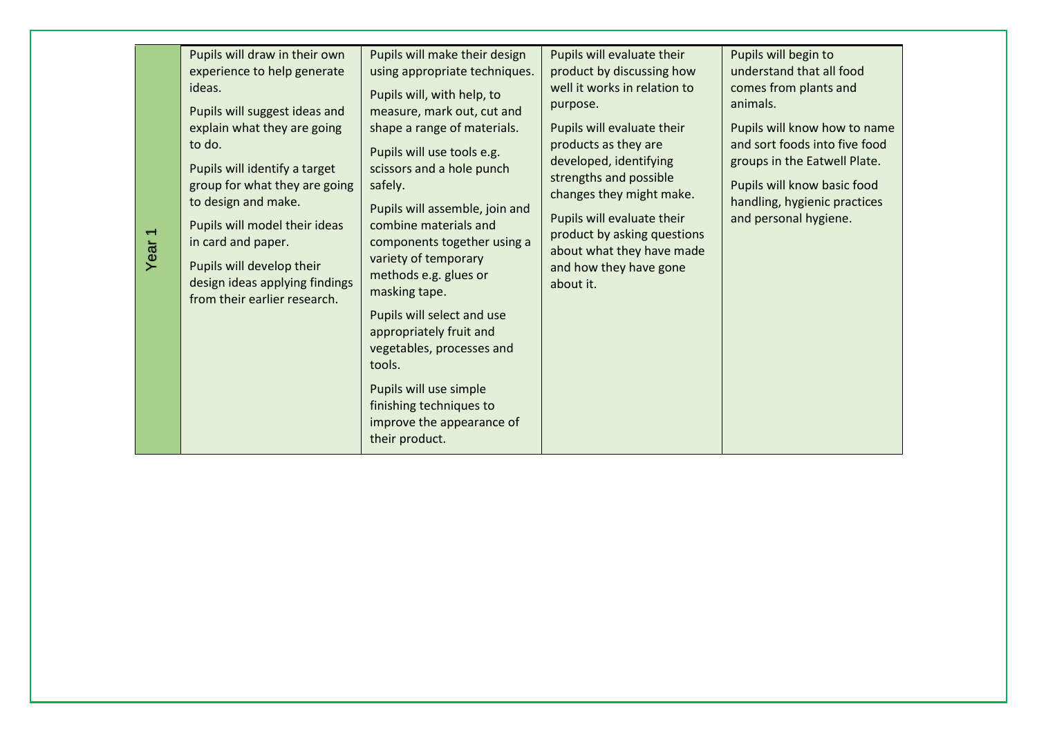| Year 1 | Pupils will draw in their own experience to help generate ideas.<br><br>Pupils will suggest ideas and explain what they are going to do.<br><br>Pupils will identify a target group for what they are going to design and make.<br><br>Pupils will model their ideas in card and paper.<br><br>Pupils will develop their design ideas applying findings from their earlier research. | Pupils will make their design using appropriate techniques.<br><br>Pupils will, with help, to measure, mark out, cut and shape a range of materials.<br><br>Pupils will use tools e.g. scissors and a hole punch safely.<br><br>Pupils will assemble, join and combine materials and components together using a variety of temporary methods e.g. glues or masking tape.<br><br>Pupils will select and use appropriately fruit and vegetables, processes and tools.<br><br>Pupils will use simple finishing techniques to improve the appearance of their product. | Pupils will evaluate their product by discussing how well it works in relation to purpose.<br><br>Pupils will evaluate their products as they are developed, identifying strengths and possible changes they might make.<br><br>Pupils will evaluate their product by asking questions about what they have made and how they have gone about it. | Pupils will begin to understand that all food comes from plants and animals.<br><br>Pupils will know how to name and sort foods into five food groups in the Eatwell Plate.<br><br>Pupils will know basic food handling, hygienic practices and personal hygiene. |
|---|---|---|---|---|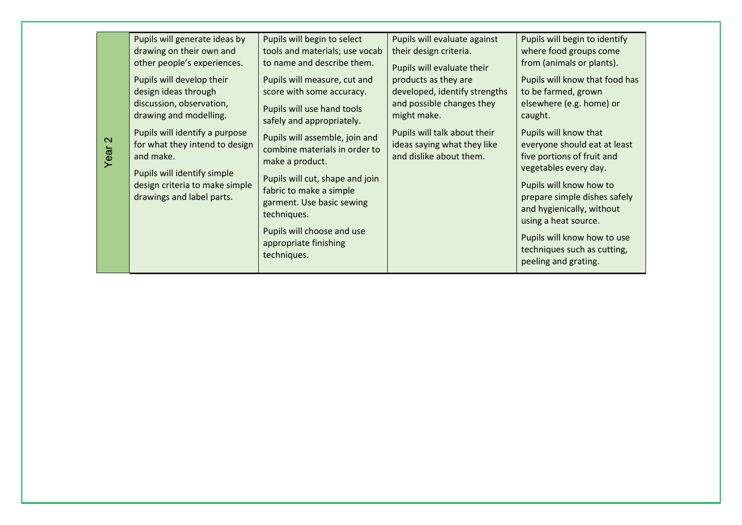| | | | | |
|---|---|---|---|---|
| Year 2 | Pupils will generate ideas by drawing on their own and other people's experiences.<br><br>Pupils will develop their design ideas through discussion, observation, drawing and modelling.<br><br>Pupils will identify a purpose for what they intend to design and make.<br><br>Pupils will identify simple design criteria to make simple drawings and label parts. | Pupils will begin to select tools and materials; use vocab to name and describe them.<br><br>Pupils will measure, cut and score with some accuracy.<br><br>Pupils will use hand tools safely and appropriately.<br><br>Pupils will assemble, join and combine materials in order to make a product.<br><br>Pupils will cut, shape and join fabric to make a simple garment. Use basic sewing techniques.<br><br>Pupils will choose and use appropriate finishing techniques. | Pupils will evaluate against their design criteria.<br><br>Pupils will evaluate their products as they are developed, identify strengths and possible changes they might make.<br><br>Pupils will talk about their ideas saying what they like and dislike about them. | Pupils will begin to identify where food groups come from (animals or plants).<br><br>Pupils will know that food has to be farmed, grown elsewhere (e.g. home) or caught.<br><br>Pupils will know that everyone should eat at least five portions of fruit and vegetables every day.<br><br>Pupils will know how to prepare simple dishes safely and hygienically, without using a heat source.<br><br>Pupils will know how to use techniques such as cutting, peeling and grating. |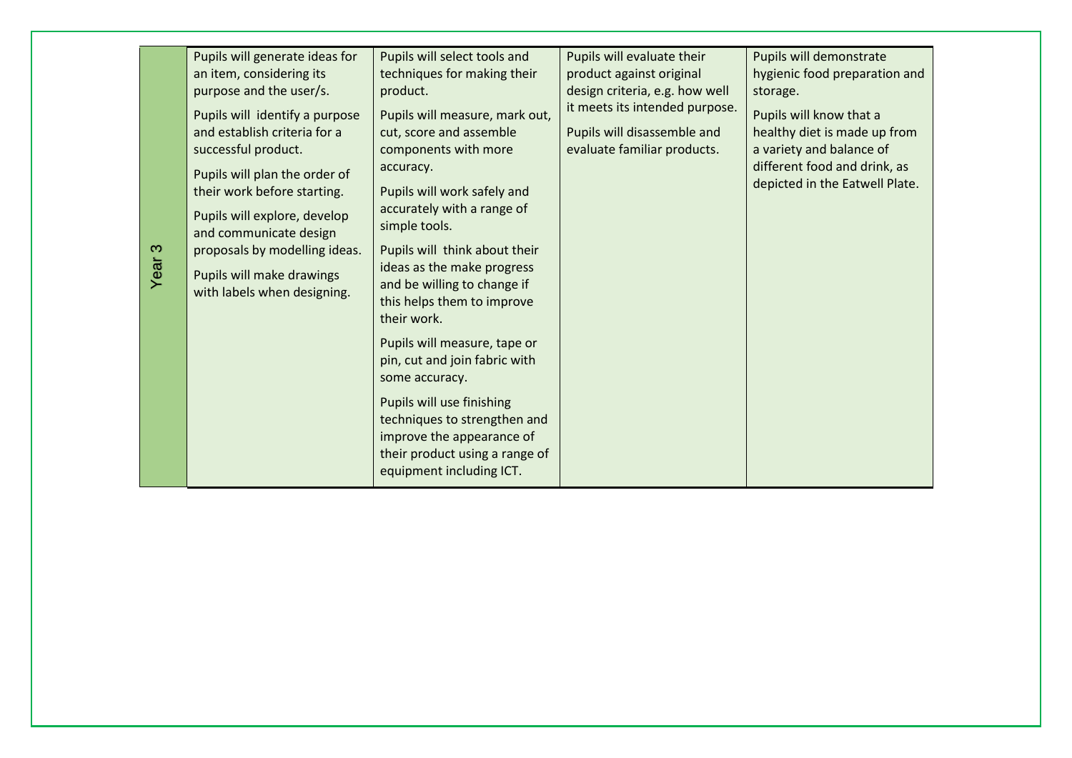| Year 3 | Pupils will generate ideas for an item, considering its purpose and the user/s.<br><br>Pupils will  identify a purpose and establish criteria for a successful product.<br><br>Pupils will plan the order of their work before starting.<br><br>Pupils will explore, develop and communicate design proposals by modelling ideas.<br><br>Pupils will make drawings with labels when designing. | Pupils will select tools and techniques for making their product.<br><br>Pupils will measure, mark out, cut, score and assemble components with more accuracy.<br><br>Pupils will work safely and accurately with a range of simple tools.<br><br>Pupils will  think about their ideas as the make progress and be willing to change if this helps them to improve their work.<br><br>Pupils will measure, tape or pin, cut and join fabric with some accuracy.<br><br>Pupils will use finishing techniques to strengthen and improve the appearance of their product using a range of equipment including ICT. | Pupils will evaluate their product against original design criteria, e.g. how well it meets its intended purpose.<br><br>Pupils will disassemble and evaluate familiar products. | Pupils will demonstrate hygienic food preparation and storage.<br><br>Pupils will know that a healthy diet is made up from a variety and balance of different food and drink, as depicted in the Eatwell Plate. |
|---|---|---|---|---|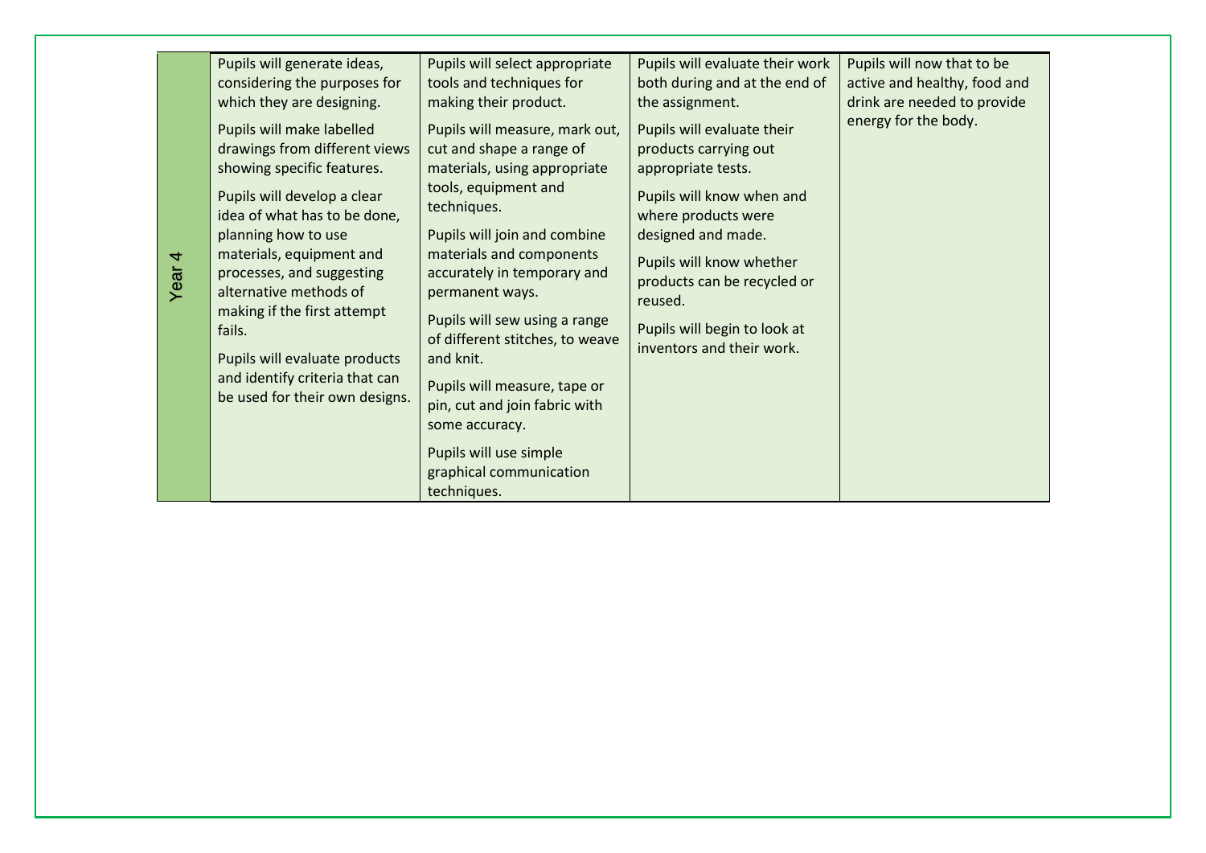| Year 4 | Pupils will generate ideas, considering the purposes for which they are designing.<br>Pupils will make labelled drawings from different views showing specific features.<br>Pupils will develop a clear idea of what has to be done, planning how to use materials, equipment and processes, and suggesting alternative methods of making if the first attempt fails.<br>Pupils will evaluate products and identify criteria that can be used for their own designs. | Pupils will select appropriate tools and techniques for making their product.<br>Pupils will measure, mark out, cut and shape a range of materials, using appropriate tools, equipment and techniques.<br>Pupils will join and combine materials and components accurately in temporary and permanent ways.<br>Pupils will sew using a range of different stitches, to weave and knit.<br>Pupils will measure, tape or pin, cut and join fabric with some accuracy.<br>Pupils will use simple graphical communication techniques. | Pupils will evaluate their work both during and at the end of the assignment.<br>Pupils will evaluate their products carrying out appropriate tests.<br>Pupils will know when and where products were designed and made.<br>Pupils will know whether products can be recycled or reused.<br>Pupils will begin to look at inventors and their work. | Pupils will now that to be active and healthy, food and drink are needed to provide energy for the body. |
|---|---|---|---|---|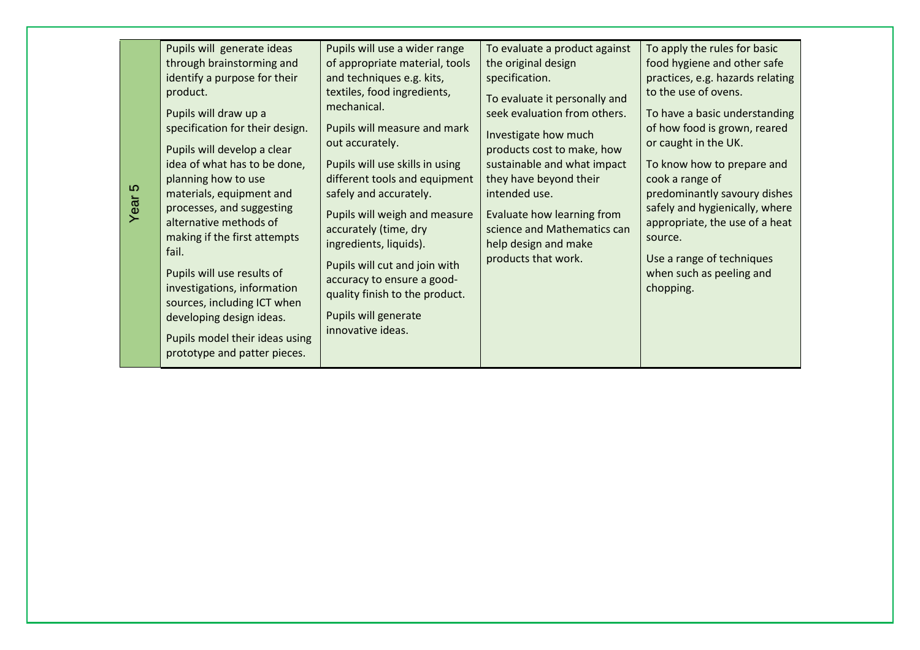| Year 5 | Pupils will generate ideas through brainstorming and identify a purpose for their product.<br><br>Pupils will draw up a specification for their design.<br><br>Pupils will develop a clear idea of what has to be done, planning how to use materials, equipment and processes, and suggesting alternative methods of making if the first attempts fail.<br><br>Pupils will use results of investigations, information sources, including ICT when developing design ideas.<br><br>Pupils model their ideas using prototype and patter pieces. | Pupils will use a wider range of appropriate material, tools and techniques e.g. kits, textiles, food ingredients, mechanical.<br><br>Pupils will measure and mark out accurately.<br><br>Pupils will use skills in using different tools and equipment safely and accurately.<br><br>Pupils will weigh and measure accurately (time, dry ingredients, liquids).<br><br>Pupils will cut and join with accuracy to ensure a good-quality finish to the product.<br><br>Pupils will generate innovative ideas. | To evaluate a product against the original design specification.<br><br>To evaluate it personally and seek evaluation from others.<br><br>Investigate how much products cost to make, how sustainable and what impact they have beyond their intended use.<br><br>Evaluate how learning from science and Mathematics can help design and make products that work. | To apply the rules for basic food hygiene and other safe practices, e.g. hazards relating to the use of ovens.<br><br>To have a basic understanding of how food is grown, reared or caught in the UK.<br><br>To know how to prepare and cook a range of predominantly savoury dishes safely and hygienically, where appropriate, the use of a heat source.<br><br>Use a range of techniques when such as peeling and chopping. |
|---|---|---|---|---|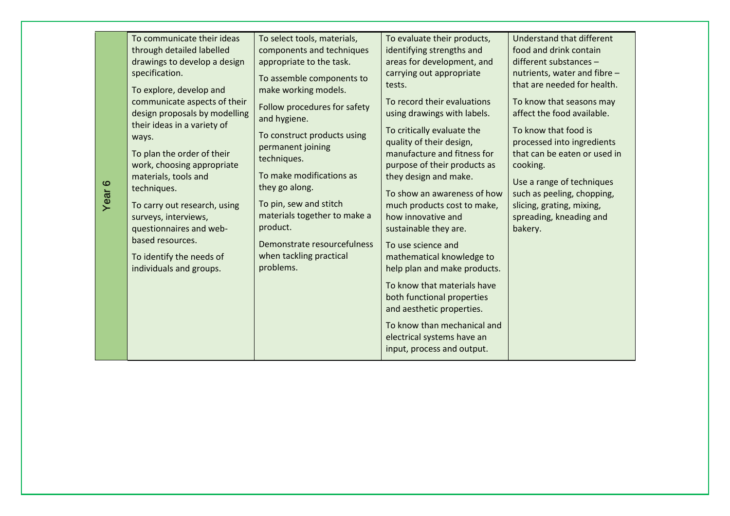| | | | | |
|---|---|---|---|---|
| Year 6 | To communicate their ideas through detailed labelled drawings to develop a design specification.<br><br>To explore, develop and communicate aspects of their design proposals by modelling their ideas in a variety of ways.<br><br>To plan the order of their work, choosing appropriate materials, tools and techniques.<br><br>To carry out research, using surveys, interviews, questionnaires and web-based resources.<br><br>To identify the needs of individuals and groups. | To select tools, materials, components and techniques appropriate to the task.<br><br>To assemble components to make working models.<br><br>Follow procedures for safety and hygiene.<br><br>To construct products using permanent joining techniques.<br><br>To make modifications as they go along.<br><br>To pin, sew and stitch materials together to make a product.<br><br>Demonstrate resourcefulness when tackling practical problems. | To evaluate their products, identifying strengths and areas for development, and carrying out appropriate tests.<br><br>To record their evaluations using drawings with labels.<br><br>To critically evaluate the quality of their design, manufacture and fitness for purpose of their products as they design and make.<br><br>To show an awareness of how much products cost to make, how innovative and sustainable they are.<br><br>To use science and mathematical knowledge to help plan and make products.<br><br>To know that materials have both functional properties and aesthetic properties.<br><br>To know than mechanical and electrical systems have an input, process and output. | Understand that different food and drink contain different substances – nutrients, water and fibre – that are needed for health.<br><br>To know that seasons may affect the food available.<br><br>To know that food is processed into ingredients that can be eaten or used in cooking.<br><br>Use a range of techniques such as peeling, chopping, slicing, grating, mixing, spreading, kneading and bakery. |